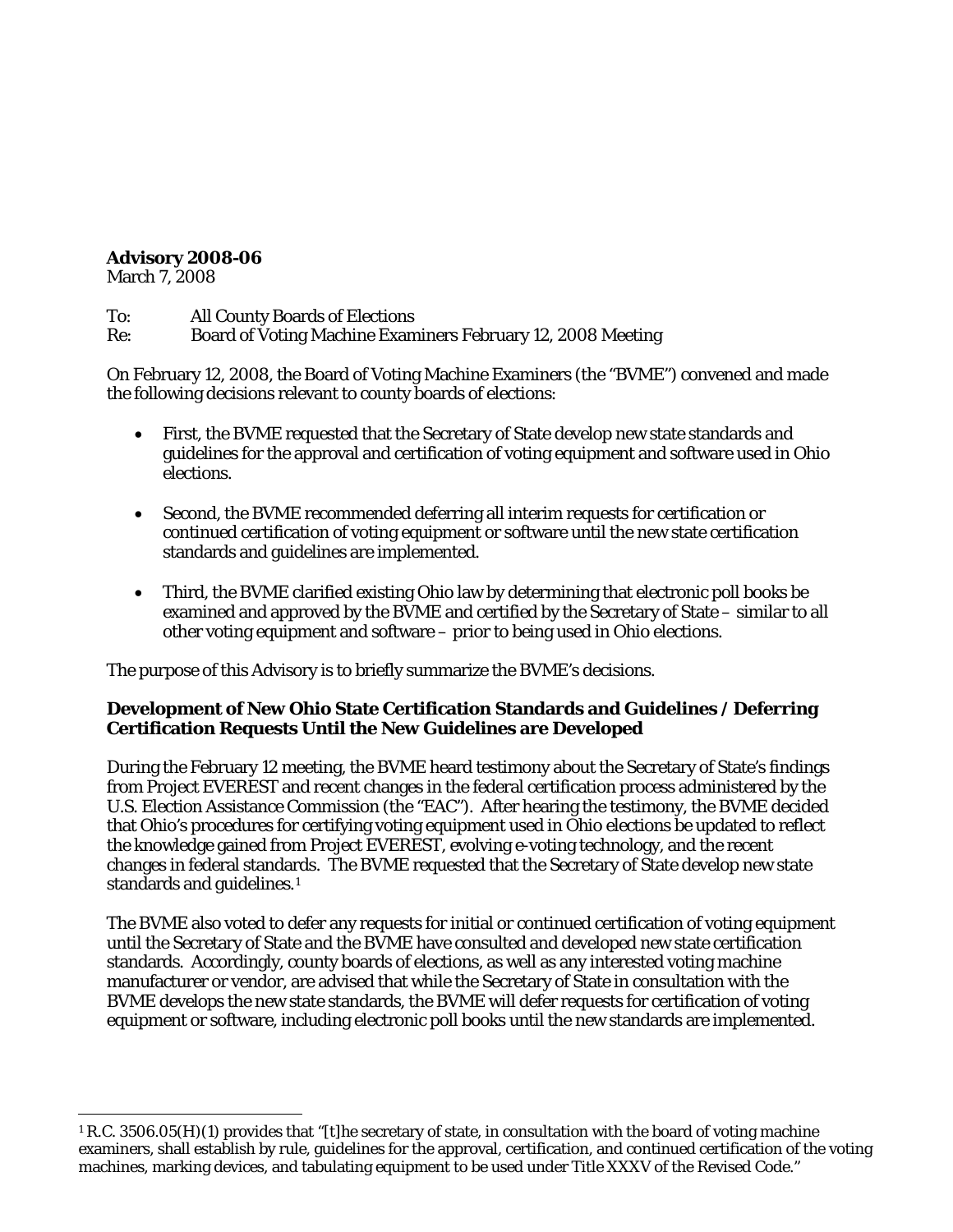**Advisory 2008-06**
March 7, 2008

To: All County Boards of Elections
Re: Board of Voting Machine Examiners February 12, 2008 Meeting

On February 12, 2008, the Board of Voting Machine Examiners (the "BVME") convened and made the following decisions relevant to county boards of elections:

- First, the BVME requested that the Secretary of State develop new state standards and guidelines for the approval and certification of voting equipment and software used in Ohio elections.

- Second, the BVME recommended deferring all interim requests for certification or continued certification of voting equipment or software until the new state certification standards and guidelines are implemented.

- Third, the BVME clarified existing Ohio law by determining that electronic poll books be examined and approved by the BVME and certified by the Secretary of State – similar to all other voting equipment and software – prior to being used in Ohio elections.

The purpose of this Advisory is to briefly summarize the BVME's decisions.

**Development of New Ohio State Certification Standards and Guidelines / Deferring Certification Requests Until the New Guidelines are Developed**

During the February 12 meeting, the BVME heard testimony about the Secretary of State's findings from Project EVEREST and recent changes in the federal certification process administered by the U.S. Election Assistance Commission (the "EAC"). After hearing the testimony, the BVME decided that Ohio's procedures for certifying voting equipment used in Ohio elections be updated to reflect the knowledge gained from Project EVEREST, evolving e-voting technology, and the recent changes in federal standards. The BVME requested that the Secretary of State develop new state standards and guidelines.[1]

The BVME also voted to defer any requests for initial or continued certification of voting equipment until the Secretary of State and the BVME have consulted and developed new state certification standards. Accordingly, county boards of elections, as well as any interested voting machine manufacturer or vendor, are advised that while the Secretary of State in consultation with the BVME develops the new state standards, the BVME will defer requests for certification of voting equipment or software, including electronic poll books until the new standards are implemented.

[1] R.C. 3506.05(H)(1) provides that "[t]he secretary of state, in consultation with the board of voting machine examiners, shall establish by rule, guidelines for the approval, certification, and continued certification of the voting machines, marking devices, and tabulating equipment to be used under Title XXXV of the Revised Code."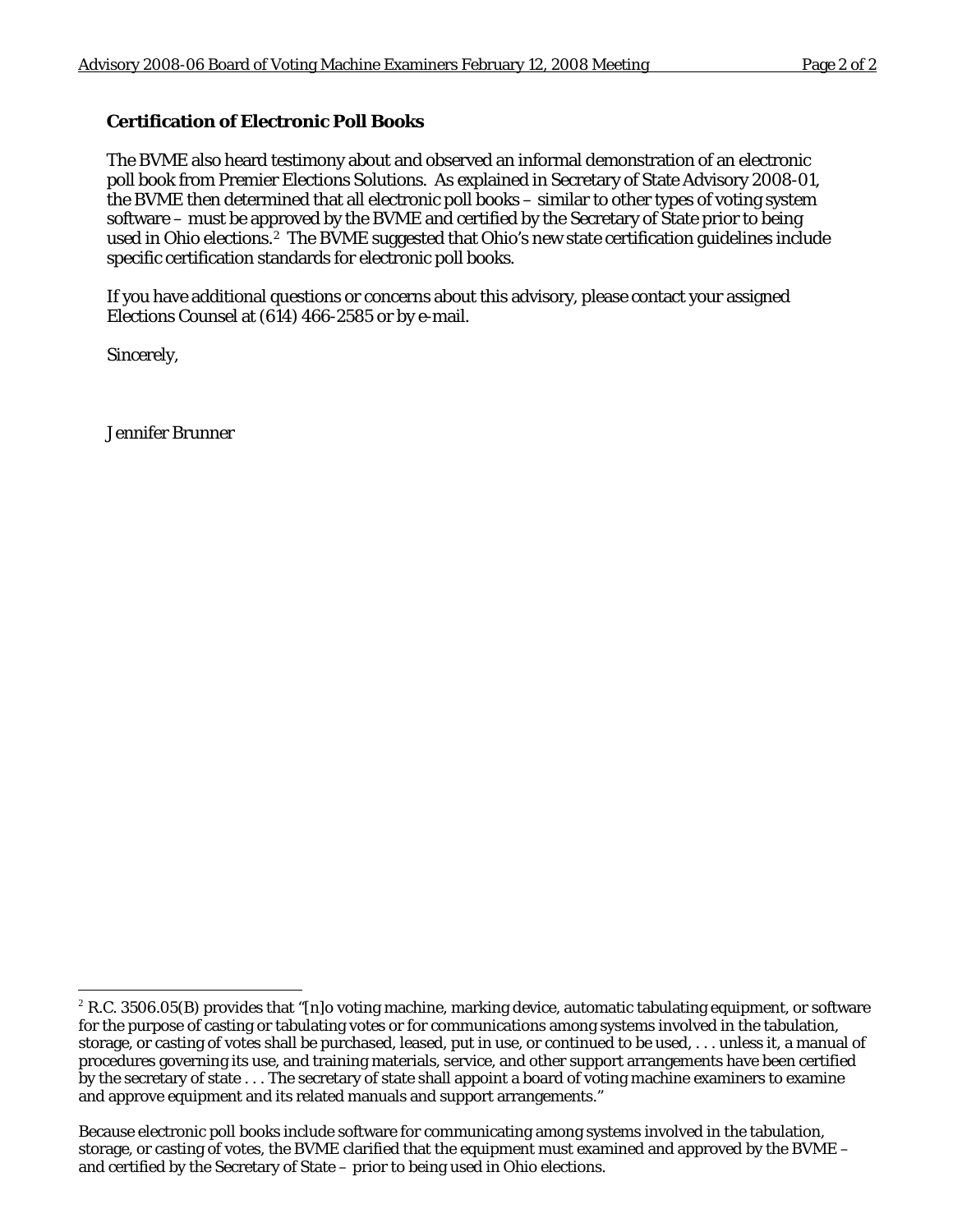**Certification of Electronic Poll Books**

The BVME also heard testimony about and observed an informal demonstration of an electronic poll book from Premier Elections Solutions. As explained in Secretary of State Advisory 2008-01, the BVME then determined that all electronic poll books – similar to other types of voting system software – must be approved by the BVME and certified by the Secretary of State prior to being used in Ohio elections.[2] The BVME suggested that Ohio's new state certification guidelines include specific certification standards for electronic poll books.

If you have additional questions or concerns about this advisory, please contact your assigned Elections Counsel at (614) 466-2585 or by e-mail.

Sincerely,

Jennifer Brunner

---

[2] R.C. 3506.05(B) provides that "[n]o voting machine, marking device, automatic tabulating equipment, or software for the purpose of casting or tabulating votes or for communications among systems involved in the tabulation, storage, or casting of votes shall be purchased, leased, put in use, or continued to be used, . . . unless it, a manual of procedures governing its use, and training materials, service, and other support arrangements have been certified by the secretary of state . . . The secretary of state shall appoint a board of voting machine examiners to examine and approve equipment and its related manuals and support arrangements."

Because electronic poll books include software for communicating among systems involved in the tabulation, storage, or casting of votes, the BVME clarified that the equipment must examined and approved by the BVME – and certified by the Secretary of State – prior to being used in Ohio elections.